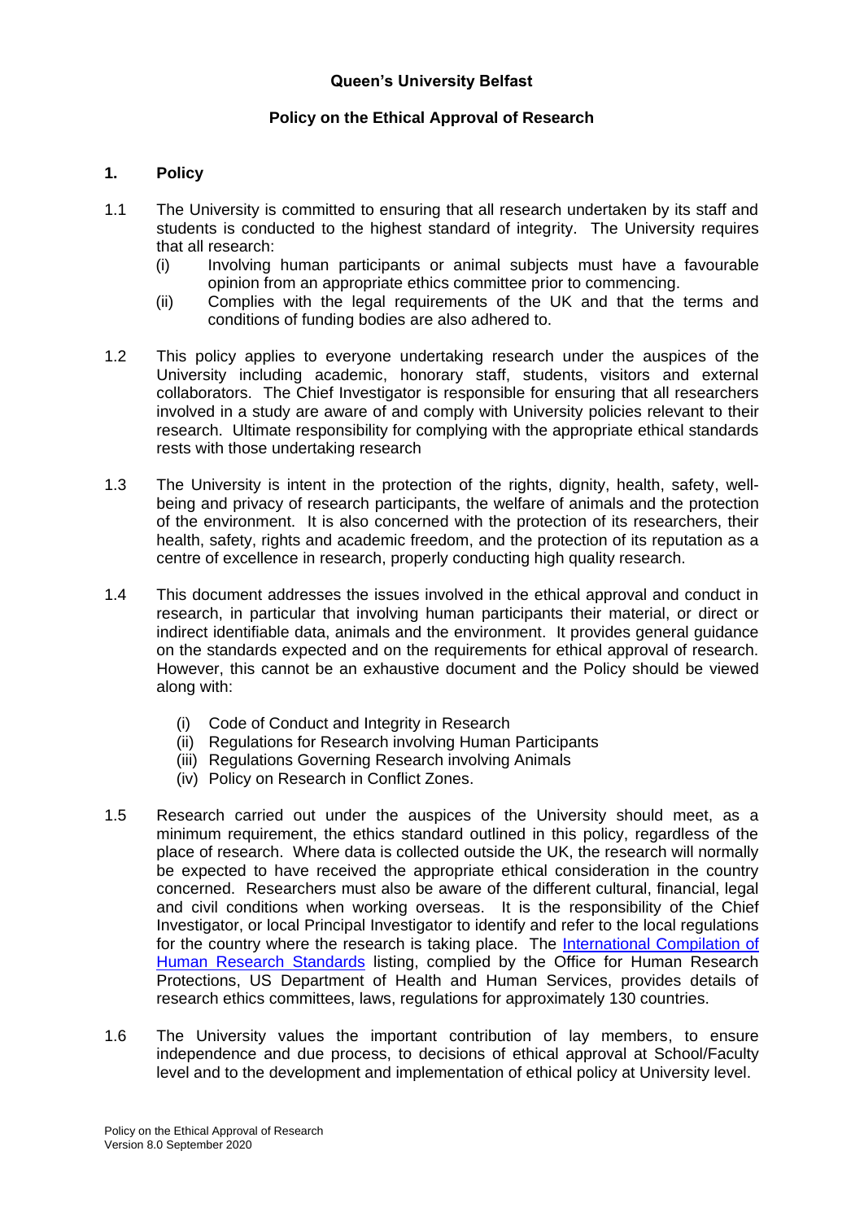# Queen's University Belfast

## Policy on the Ethical Approval of Research

### 1. Policy

1.1 The University is committed to ensuring that all research undertaken by its staff and students is conducted to the highest standard of integrity. The University requires that all research:

- (i) Involving human participants or animal subjects must have a favourable opinion from an appropriate ethics committee prior to commencing.
- (ii) Complies with the legal requirements of the UK and that the terms and conditions of funding bodies are also adhered to.

1.2 This policy applies to everyone undertaking research under the auspices of the University including academic, honorary staff, students, visitors and external collaborators. The Chief Investigator is responsible for ensuring that all researchers involved in a study are aware of and comply with University policies relevant to their research. Ultimate responsibility for complying with the appropriate ethical standards rests with those undertaking research

1.3 The University is intent in the protection of the rights, dignity, health, safety, well-being and privacy of research participants, the welfare of animals and the protection of the environment. It is also concerned with the protection of its researchers, their health, safety, rights and academic freedom, and the protection of its reputation as a centre of excellence in research, properly conducting high quality research.

1.4 This document addresses the issues involved in the ethical approval and conduct in research, in particular that involving human participants their material, or direct or indirect identifiable data, animals and the environment. It provides general guidance on the standards expected and on the requirements for ethical approval of research. However, this cannot be an exhaustive document and the Policy should be viewed along with:

- (i) Code of Conduct and Integrity in Research
- (ii) Regulations for Research involving Human Participants
- (iii) Regulations Governing Research involving Animals
- (iv) Policy on Research in Conflict Zones.

1.5 Research carried out under the auspices of the University should meet, as a minimum requirement, the ethics standard outlined in this policy, regardless of the place of research. Where data is collected outside the UK, the research will normally be expected to have received the appropriate ethical consideration in the country concerned. Researchers must also be aware of the different cultural, financial, legal and civil conditions when working overseas. It is the responsibility of the Chief Investigator, or local Principal Investigator to identify and refer to the local regulations for the country where the research is taking place. The International Compilation of Human Research Standards listing, complied by the Office for Human Research Protections, US Department of Health and Human Services, provides details of research ethics committees, laws, regulations for approximately 130 countries.

1.6 The University values the important contribution of lay members, to ensure independence and due process, to decisions of ethical approval at School/Faculty level and to the development and implementation of ethical policy at University level.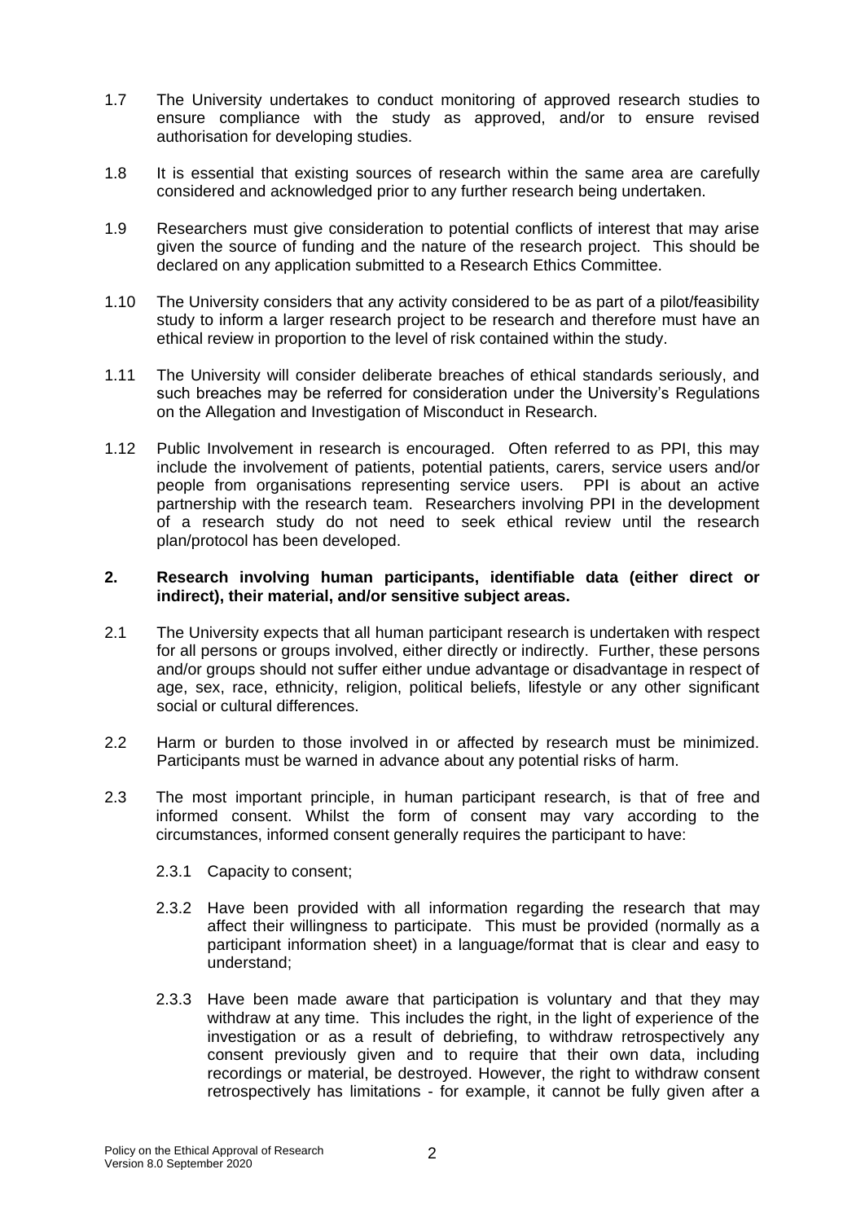1.7 The University undertakes to conduct monitoring of approved research studies to ensure compliance with the study as approved, and/or to ensure revised authorisation for developing studies.

1.8 It is essential that existing sources of research within the same area are carefully considered and acknowledged prior to any further research being undertaken.

1.9 Researchers must give consideration to potential conflicts of interest that may arise given the source of funding and the nature of the research project. This should be declared on any application submitted to a Research Ethics Committee.

1.10 The University considers that any activity considered to be as part of a pilot/feasibility study to inform a larger research project to be research and therefore must have an ethical review in proportion to the level of risk contained within the study.

1.11 The University will consider deliberate breaches of ethical standards seriously, and such breaches may be referred for consideration under the University's Regulations on the Allegation and Investigation of Misconduct in Research.

1.12 Public Involvement in research is encouraged. Often referred to as PPI, this may include the involvement of patients, potential patients, carers, service users and/or people from organisations representing service users. PPI is about an active partnership with the research team. Researchers involving PPI in the development of a research study do not need to seek ethical review until the research plan/protocol has been developed.

## 2. Research involving human participants, identifiable data (either direct or indirect), their material, and/or sensitive subject areas.

2.1 The University expects that all human participant research is undertaken with respect for all persons or groups involved, either directly or indirectly. Further, these persons and/or groups should not suffer either undue advantage or disadvantage in respect of age, sex, race, ethnicity, religion, political beliefs, lifestyle or any other significant social or cultural differences.

2.2 Harm or burden to those involved in or affected by research must be minimized. Participants must be warned in advance about any potential risks of harm.

2.3 The most important principle, in human participant research, is that of free and informed consent. Whilst the form of consent may vary according to the circumstances, informed consent generally requires the participant to have:

2.3.1 Capacity to consent;

2.3.2 Have been provided with all information regarding the research that may affect their willingness to participate. This must be provided (normally as a participant information sheet) in a language/format that is clear and easy to understand;

2.3.3 Have been made aware that participation is voluntary and that they may withdraw at any time. This includes the right, in the light of experience of the investigation or as a result of debriefing, to withdraw retrospectively any consent previously given and to require that their own data, including recordings or material, be destroyed. However, the right to withdraw consent retrospectively has limitations - for example, it cannot be fully given after a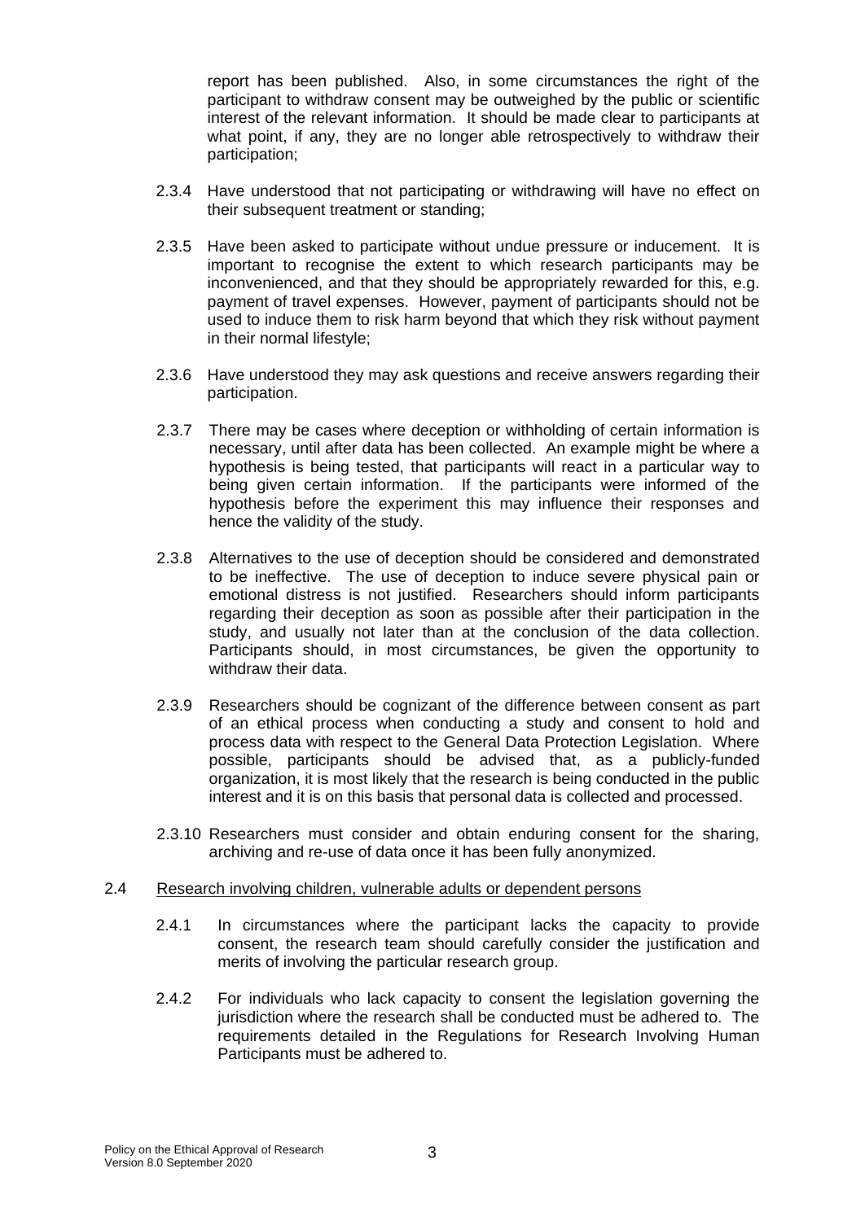report has been published. Also, in some circumstances the right of the participant to withdraw consent may be outweighed by the public or scientific interest of the relevant information. It should be made clear to participants at what point, if any, they are no longer able retrospectively to withdraw their participation;

2.3.4 Have understood that not participating or withdrawing will have no effect on their subsequent treatment or standing;

2.3.5 Have been asked to participate without undue pressure or inducement. It is important to recognise the extent to which research participants may be inconvenienced, and that they should be appropriately rewarded for this, e.g. payment of travel expenses. However, payment of participants should not be used to induce them to risk harm beyond that which they risk without payment in their normal lifestyle;

2.3.6 Have understood they may ask questions and receive answers regarding their participation.

2.3.7 There may be cases where deception or withholding of certain information is necessary, until after data has been collected. An example might be where a hypothesis is being tested, that participants will react in a particular way to being given certain information. If the participants were informed of the hypothesis before the experiment this may influence their responses and hence the validity of the study.

2.3.8 Alternatives to the use of deception should be considered and demonstrated to be ineffective. The use of deception to induce severe physical pain or emotional distress is not justified. Researchers should inform participants regarding their deception as soon as possible after their participation in the study, and usually not later than at the conclusion of the data collection. Participants should, in most circumstances, be given the opportunity to withdraw their data.

2.3.9 Researchers should be cognizant of the difference between consent as part of an ethical process when conducting a study and consent to hold and process data with respect to the General Data Protection Legislation. Where possible, participants should be advised that, as a publicly-funded organization, it is most likely that the research is being conducted in the public interest and it is on this basis that personal data is collected and processed.

2.3.10 Researchers must consider and obtain enduring consent for the sharing, archiving and re-use of data once it has been fully anonymized.

## 2.4 Research involving children, vulnerable adults or dependent persons

2.4.1 In circumstances where the participant lacks the capacity to provide consent, the research team should carefully consider the justification and merits of involving the particular research group.

2.4.2 For individuals who lack capacity to consent the legislation governing the jurisdiction where the research shall be conducted must be adhered to. The requirements detailed in the Regulations for Research Involving Human Participants must be adhered to.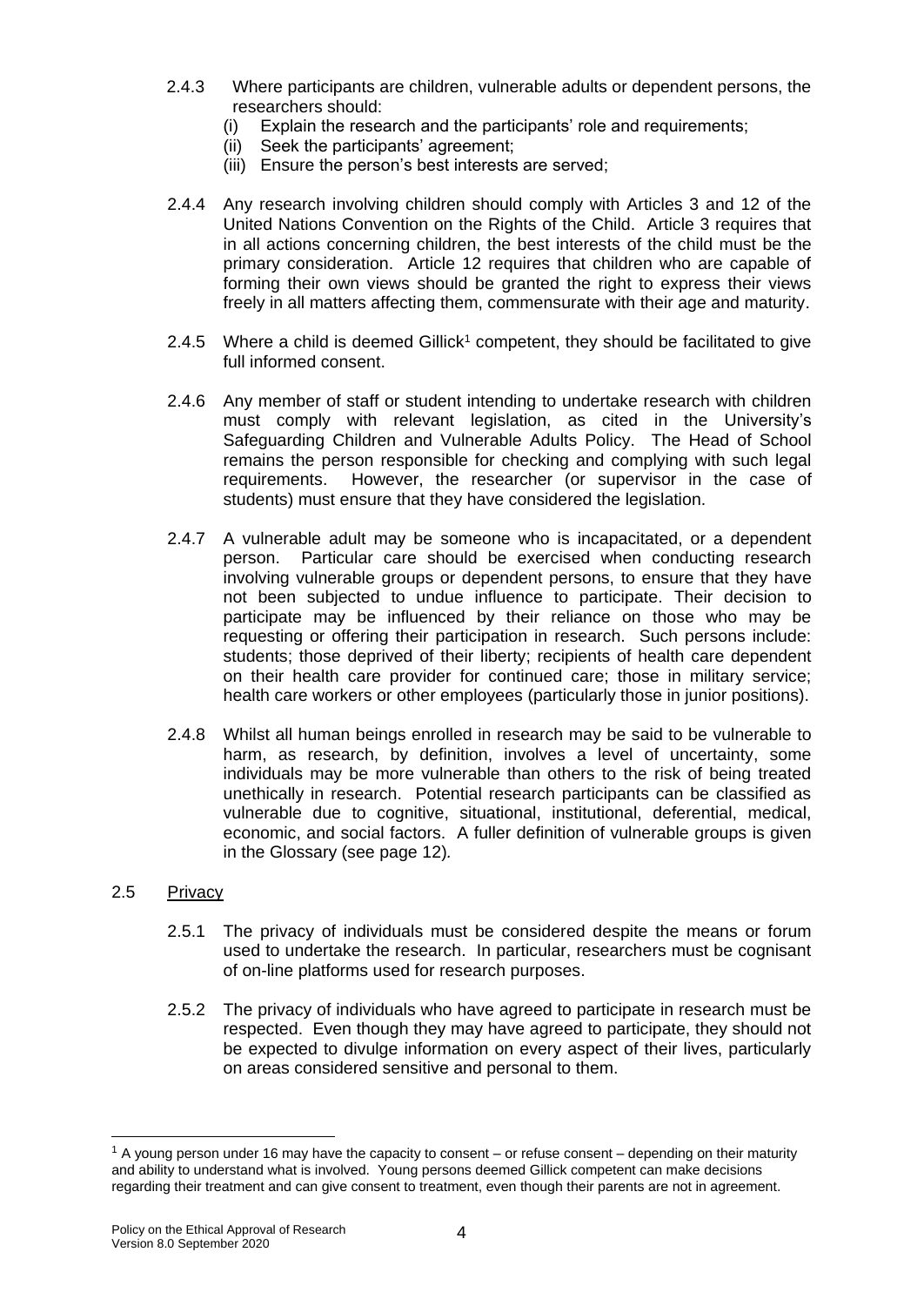2.4.3 Where participants are children, vulnerable adults or dependent persons, the researchers should:

(i) Explain the research and the participants' role and requirements;
(ii) Seek the participants' agreement;
(iii) Ensure the person's best interests are served;

2.4.4 Any research involving children should comply with Articles 3 and 12 of the United Nations Convention on the Rights of the Child. Article 3 requires that in all actions concerning children, the best interests of the child must be the primary consideration. Article 12 requires that children who are capable of forming their own views should be granted the right to express their views freely in all matters affecting them, commensurate with their age and maturity.

2.4.5 Where a child is deemed Gillick[1] competent, they should be facilitated to give full informed consent.

2.4.6 Any member of staff or student intending to undertake research with children must comply with relevant legislation, as cited in the University's Safeguarding Children and Vulnerable Adults Policy. The Head of School remains the person responsible for checking and complying with such legal requirements. However, the researcher (or supervisor in the case of students) must ensure that they have considered the legislation.

2.4.7 A vulnerable adult may be someone who is incapacitated, or a dependent person. Particular care should be exercised when conducting research involving vulnerable groups or dependent persons, to ensure that they have not been subjected to undue influence to participate. Their decision to participate may be influenced by their reliance on those who may be requesting or offering their participation in research. Such persons include: students; those deprived of their liberty; recipients of health care dependent on their health care provider for continued care; those in military service; health care workers or other employees (particularly those in junior positions).

2.4.8 Whilst all human beings enrolled in research may be said to be vulnerable to harm, as research, by definition, involves a level of uncertainty, some individuals may be more vulnerable than others to the risk of being treated unethically in research. Potential research participants can be classified as vulnerable due to cognitive, situational, institutional, deferential, medical, economic, and social factors. A fuller definition of vulnerable groups is given in the Glossary (see page 12).

## 2.5 Privacy

2.5.1 The privacy of individuals must be considered despite the means or forum used to undertake the research. In particular, researchers must be cognisant of on-line platforms used for research purposes.

2.5.2 The privacy of individuals who have agreed to participate in research must be respected. Even though they may have agreed to participate, they should not be expected to divulge information on every aspect of their lives, particularly on areas considered sensitive and personal to them.

---

[1] A young person under 16 may have the capacity to consent – or refuse consent – depending on their maturity and ability to understand what is involved. Young persons deemed Gillick competent can make decisions regarding their treatment and can give consent to treatment, even though their parents are not in agreement.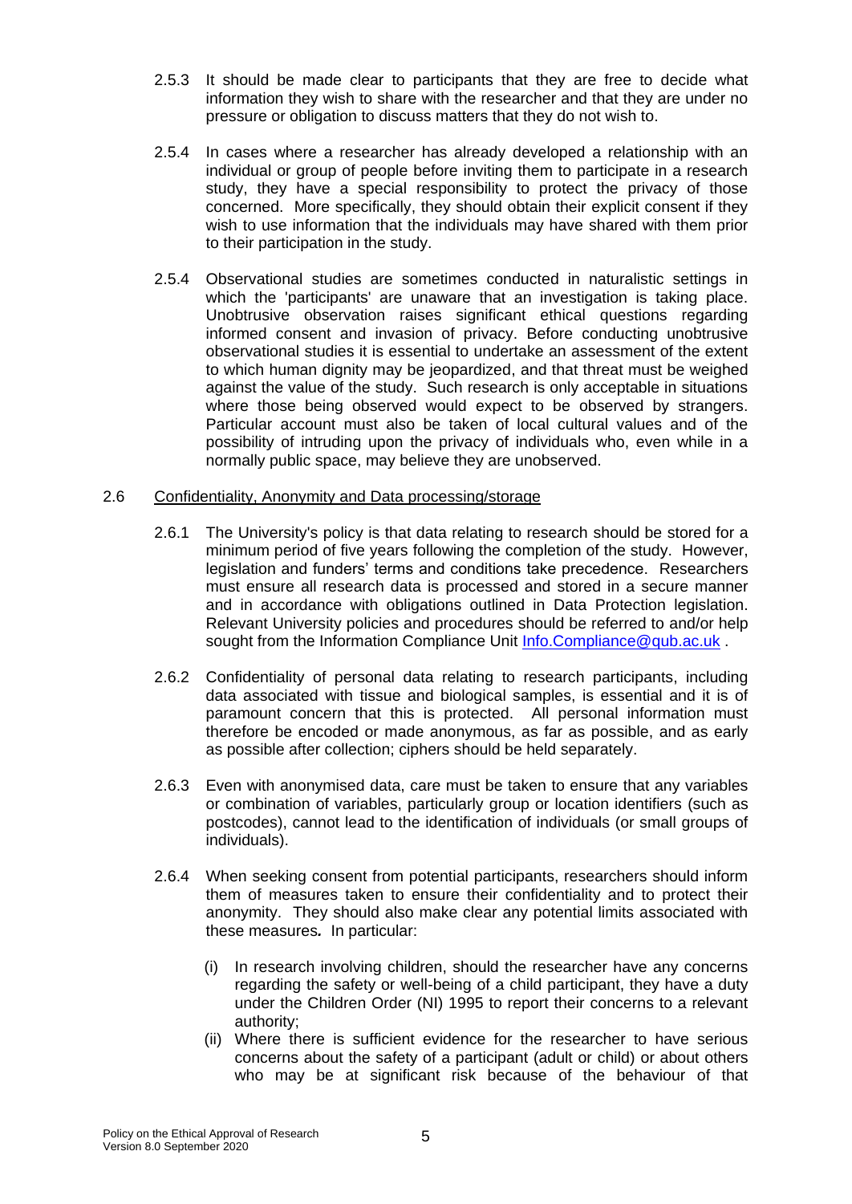2.5.3 It should be made clear to participants that they are free to decide what information they wish to share with the researcher and that they are under no pressure or obligation to discuss matters that they do not wish to.

2.5.4 In cases where a researcher has already developed a relationship with an individual or group of people before inviting them to participate in a research study, they have a special responsibility to protect the privacy of those concerned. More specifically, they should obtain their explicit consent if they wish to use information that the individuals may have shared with them prior to their participation in the study.

2.5.4 Observational studies are sometimes conducted in naturalistic settings in which the 'participants' are unaware that an investigation is taking place. Unobtrusive observation raises significant ethical questions regarding informed consent and invasion of privacy. Before conducting unobtrusive observational studies it is essential to undertake an assessment of the extent to which human dignity may be jeopardized, and that threat must be weighed against the value of the study. Such research is only acceptable in situations where those being observed would expect to be observed by strangers. Particular account must also be taken of local cultural values and of the possibility of intruding upon the privacy of individuals who, even while in a normally public space, may believe they are unobserved.

2.6 Confidentiality, Anonymity and Data processing/storage

2.6.1 The University's policy is that data relating to research should be stored for a minimum period of five years following the completion of the study. However, legislation and funders' terms and conditions take precedence. Researchers must ensure all research data is processed and stored in a secure manner and in accordance with obligations outlined in Data Protection legislation. Relevant University policies and procedures should be referred to and/or help sought from the Information Compliance Unit Info.Compliance@qub.ac.uk .

2.6.2 Confidentiality of personal data relating to research participants, including data associated with tissue and biological samples, is essential and it is of paramount concern that this is protected. All personal information must therefore be encoded or made anonymous, as far as possible, and as early as possible after collection; ciphers should be held separately.

2.6.3 Even with anonymised data, care must be taken to ensure that any variables or combination of variables, particularly group or location identifiers (such as postcodes), cannot lead to the identification of individuals (or small groups of individuals).

2.6.4 When seeking consent from potential participants, researchers should inform them of measures taken to ensure their confidentiality and to protect their anonymity. They should also make clear any potential limits associated with these measures***.*** In particular:

(i) In research involving children, should the researcher have any concerns regarding the safety or well-being of a child participant, they have a duty under the Children Order (NI) 1995 to report their concerns to a relevant authority;

(ii) Where there is sufficient evidence for the researcher to have serious concerns about the safety of a participant (adult or child) or about others who may be at significant risk because of the behaviour of that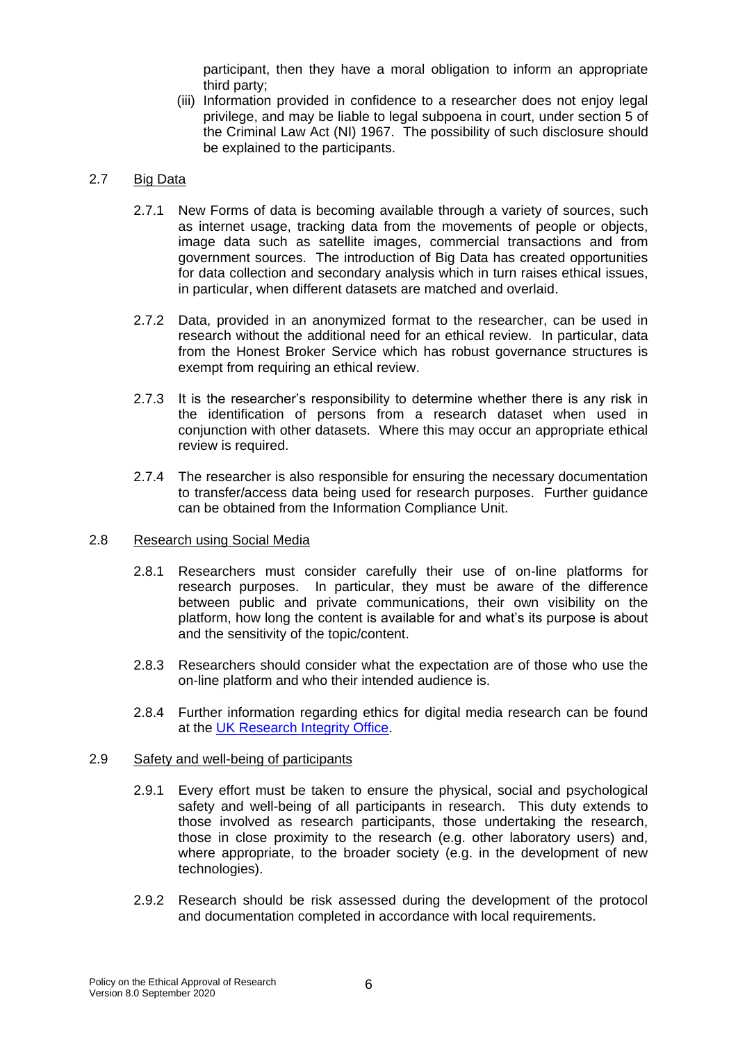participant, then they have a moral obligation to inform an appropriate third party;

(iii) Information provided in confidence to a researcher does not enjoy legal privilege, and may be liable to legal subpoena in court, under section 5 of the Criminal Law Act (NI) 1967. The possibility of such disclosure should be explained to the participants.

## 2.7 Big Data

2.7.1 New Forms of data is becoming available through a variety of sources, such as internet usage, tracking data from the movements of people or objects, image data such as satellite images, commercial transactions and from government sources. The introduction of Big Data has created opportunities for data collection and secondary analysis which in turn raises ethical issues, in particular, when different datasets are matched and overlaid.

2.7.2 Data, provided in an anonymized format to the researcher, can be used in research without the additional need for an ethical review. In particular, data from the Honest Broker Service which has robust governance structures is exempt from requiring an ethical review.

2.7.3 It is the researcher's responsibility to determine whether there is any risk in the identification of persons from a research dataset when used in conjunction with other datasets. Where this may occur an appropriate ethical review is required.

2.7.4 The researcher is also responsible for ensuring the necessary documentation to transfer/access data being used for research purposes. Further guidance can be obtained from the Information Compliance Unit.

## 2.8 Research using Social Media

2.8.1 Researchers must consider carefully their use of on-line platforms for research purposes. In particular, they must be aware of the difference between public and private communications, their own visibility on the platform, how long the content is available for and what's its purpose is about and the sensitivity of the topic/content.

2.8.3 Researchers should consider what the expectation are of those who use the on-line platform and who their intended audience is.

2.8.4 Further information regarding ethics for digital media research can be found at the UK Research Integrity Office.

## 2.9 Safety and well-being of participants

2.9.1 Every effort must be taken to ensure the physical, social and psychological safety and well-being of all participants in research. This duty extends to those involved as research participants, those undertaking the research, those in close proximity to the research (e.g. other laboratory users) and, where appropriate, to the broader society (e.g. in the development of new technologies).

2.9.2 Research should be risk assessed during the development of the protocol and documentation completed in accordance with local requirements.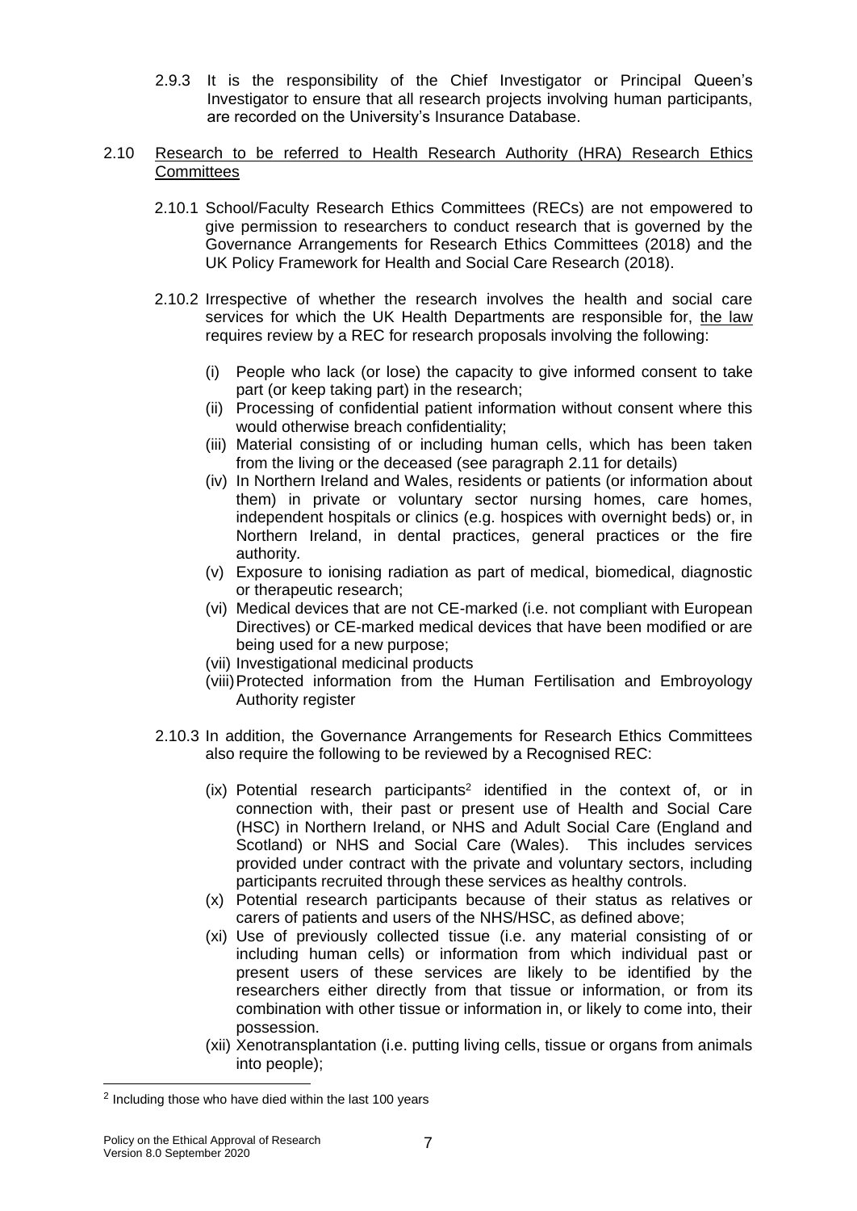2.9.3 It is the responsibility of the Chief Investigator or Principal Queen's Investigator to ensure that all research projects involving human participants, are recorded on the University's Insurance Database.

2.10 Research to be referred to Health Research Authority (HRA) Research Ethics Committees

2.10.1 School/Faculty Research Ethics Committees (RECs) are not empowered to give permission to researchers to conduct research that is governed by the Governance Arrangements for Research Ethics Committees (2018) and the UK Policy Framework for Health and Social Care Research (2018).

2.10.2 Irrespective of whether the research involves the health and social care services for which the UK Health Departments are responsible for, the law requires review by a REC for research proposals involving the following:

(i) People who lack (or lose) the capacity to give informed consent to take part (or keep taking part) in the research;
(ii) Processing of confidential patient information without consent where this would otherwise breach confidentiality;
(iii) Material consisting of or including human cells, which has been taken from the living or the deceased (see paragraph 2.11 for details)
(iv) In Northern Ireland and Wales, residents or patients (or information about them) in private or voluntary sector nursing homes, care homes, independent hospitals or clinics (e.g. hospices with overnight beds) or, in Northern Ireland, in dental practices, general practices or the fire authority.
(v) Exposure to ionising radiation as part of medical, biomedical, diagnostic or therapeutic research;
(vi) Medical devices that are not CE-marked (i.e. not compliant with European Directives) or CE-marked medical devices that have been modified or are being used for a new purpose;
(vii) Investigational medicinal products
(viii) Protected information from the Human Fertilisation and Embroyology Authority register

2.10.3 In addition, the Governance Arrangements for Research Ethics Committees also require the following to be reviewed by a Recognised REC:

(ix) Potential research participants[2] identified in the context of, or in connection with, their past or present use of Health and Social Care (HSC) in Northern Ireland, or NHS and Adult Social Care (England and Scotland) or NHS and Social Care (Wales). This includes services provided under contract with the private and voluntary sectors, including participants recruited through these services as healthy controls.
(x) Potential research participants because of their status as relatives or carers of patients and users of the NHS/HSC, as defined above;
(xi) Use of previously collected tissue (i.e. any material consisting of or including human cells) or information from which individual past or present users of these services are likely to be identified by the researchers either directly from that tissue or information, or from its combination with other tissue or information in, or likely to come into, their possession.
(xii) Xenotransplantation (i.e. putting living cells, tissue or organs from animals into people);

[2] Including those who have died within the last 100 years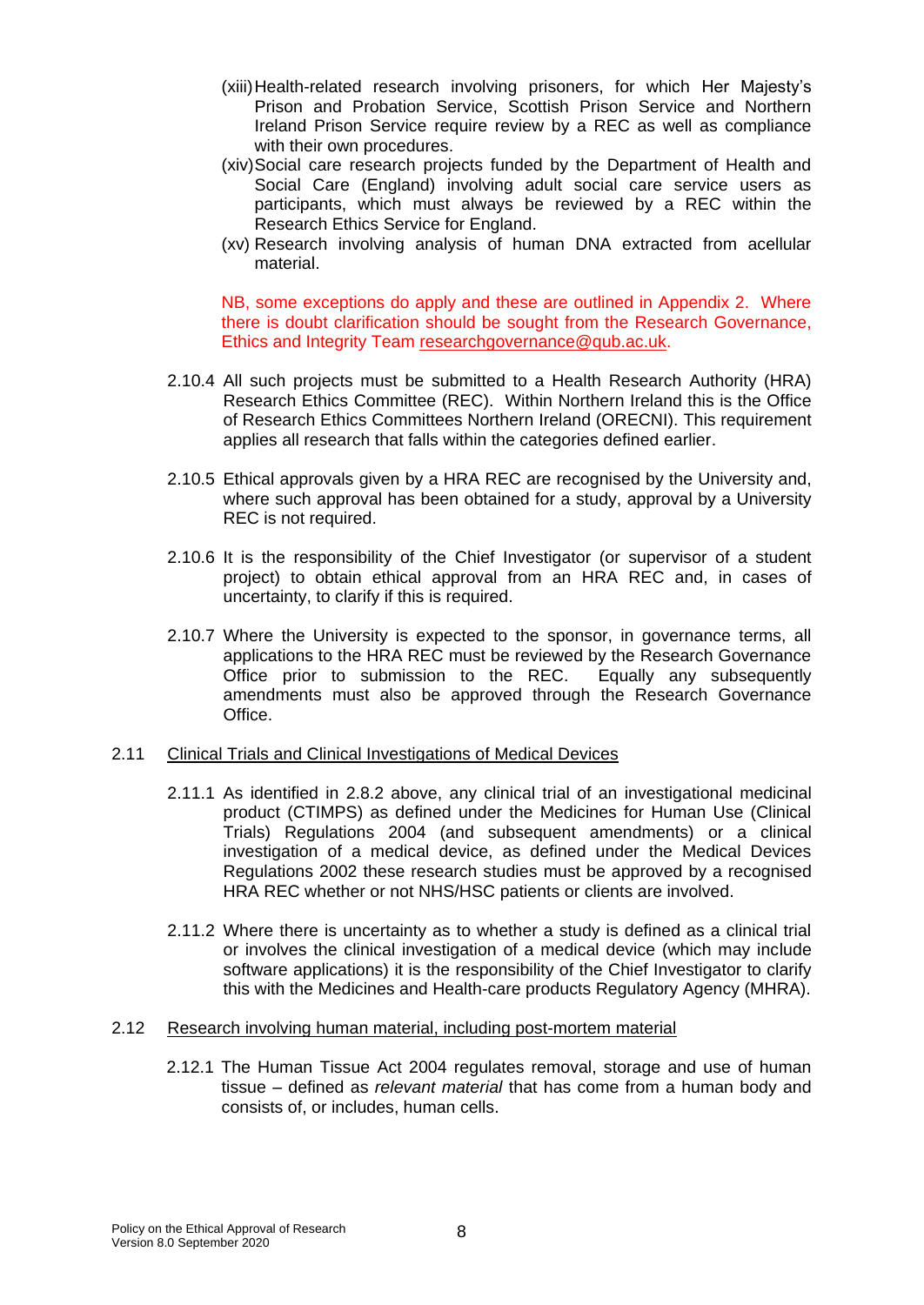(xiii) Health-related research involving prisoners, for which Her Majesty's Prison and Probation Service, Scottish Prison Service and Northern Ireland Prison Service require review by a REC as well as compliance with their own procedures.

(xiv) Social care research projects funded by the Department of Health and Social Care (England) involving adult social care service users as participants, which must always be reviewed by a REC within the Research Ethics Service for England.

(xv) Research involving analysis of human DNA extracted from acellular material.

NB, some exceptions do apply and these are outlined in Appendix 2. Where there is doubt clarification should be sought from the Research Governance, Ethics and Integrity Team researchgovernance@qub.ac.uk.

2.10.4 All such projects must be submitted to a Health Research Authority (HRA) Research Ethics Committee (REC). Within Northern Ireland this is the Office of Research Ethics Committees Northern Ireland (ORECNI). This requirement applies all research that falls within the categories defined earlier.

2.10.5 Ethical approvals given by a HRA REC are recognised by the University and, where such approval has been obtained for a study, approval by a University REC is not required.

2.10.6 It is the responsibility of the Chief Investigator (or supervisor of a student project) to obtain ethical approval from an HRA REC and, in cases of uncertainty, to clarify if this is required.

2.10.7 Where the University is expected to the sponsor, in governance terms, all applications to the HRA REC must be reviewed by the Research Governance Office prior to submission to the REC. Equally any subsequently amendments must also be approved through the Research Governance Office.

## 2.11 Clinical Trials and Clinical Investigations of Medical Devices

2.11.1 As identified in 2.8.2 above, any clinical trial of an investigational medicinal product (CTIMPS) as defined under the Medicines for Human Use (Clinical Trials) Regulations 2004 (and subsequent amendments) or a clinical investigation of a medical device, as defined under the Medical Devices Regulations 2002 these research studies must be approved by a recognised HRA REC whether or not NHS/HSC patients or clients are involved.

2.11.2 Where there is uncertainty as to whether a study is defined as a clinical trial or involves the clinical investigation of a medical device (which may include software applications) it is the responsibility of the Chief Investigator to clarify this with the Medicines and Health-care products Regulatory Agency (MHRA).

## 2.12 Research involving human material, including post-mortem material

2.12.1 The Human Tissue Act 2004 regulates removal, storage and use of human tissue – defined as *relevant material* that has come from a human body and consists of, or includes, human cells.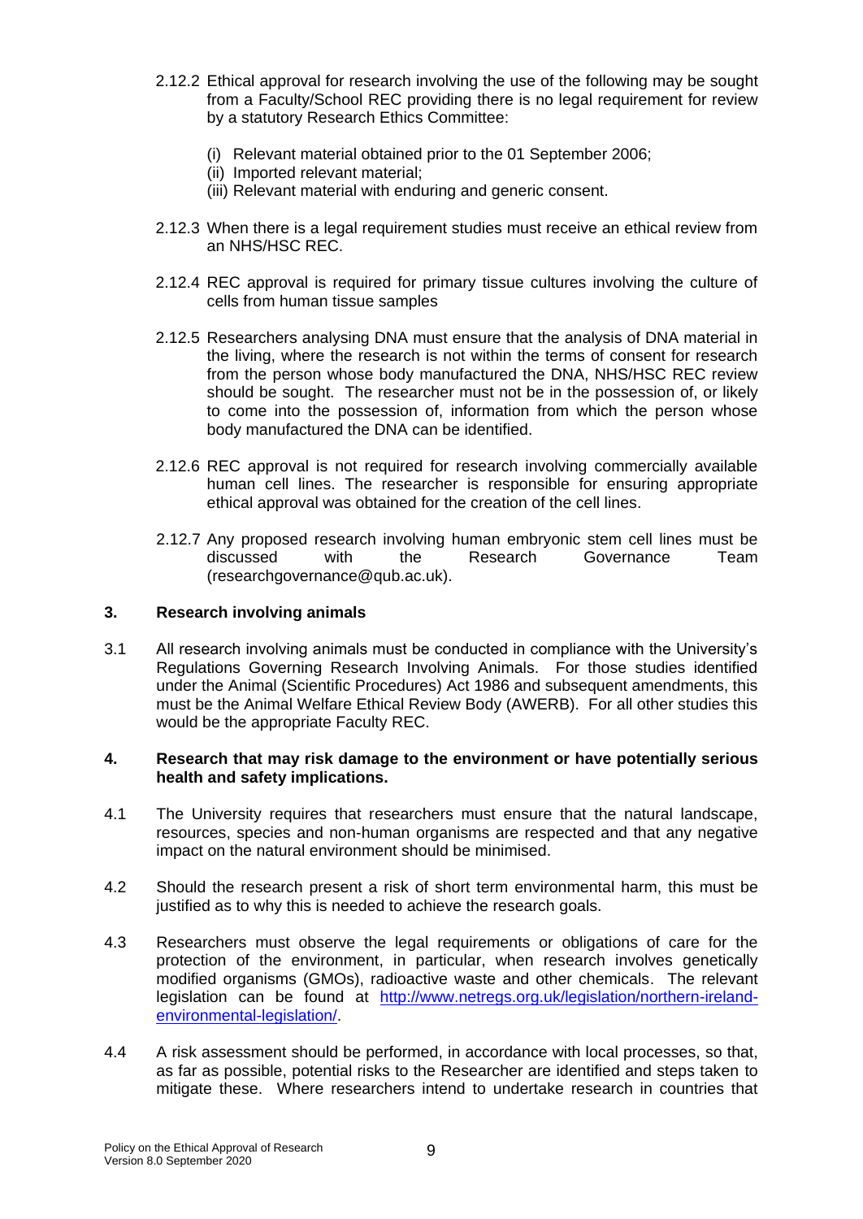2.12.2 Ethical approval for research involving the use of the following may be sought from a Faculty/School REC providing there is no legal requirement for review by a statutory Research Ethics Committee:

(i) Relevant material obtained prior to the 01 September 2006;
(ii) Imported relevant material;
(iii) Relevant material with enduring and generic consent.

2.12.3 When there is a legal requirement studies must receive an ethical review from an NHS/HSC REC.

2.12.4 REC approval is required for primary tissue cultures involving the culture of cells from human tissue samples

2.12.5 Researchers analysing DNA must ensure that the analysis of DNA material in the living, where the research is not within the terms of consent for research from the person whose body manufactured the DNA, NHS/HSC REC review should be sought. The researcher must not be in the possession of, or likely to come into the possession of, information from which the person whose body manufactured the DNA can be identified.

2.12.6 REC approval is not required for research involving commercially available human cell lines. The researcher is responsible for ensuring appropriate ethical approval was obtained for the creation of the cell lines.

2.12.7 Any proposed research involving human embryonic stem cell lines must be discussed with the Research Governance Team (researchgovernance@qub.ac.uk).

## 3. Research involving animals

3.1 All research involving animals must be conducted in compliance with the University's Regulations Governing Research Involving Animals. For those studies identified under the Animal (Scientific Procedures) Act 1986 and subsequent amendments, this must be the Animal Welfare Ethical Review Body (AWERB). For all other studies this would be the appropriate Faculty REC.

## 4. Research that may risk damage to the environment or have potentially serious health and safety implications.

4.1 The University requires that researchers must ensure that the natural landscape, resources, species and non-human organisms are respected and that any negative impact on the natural environment should be minimised.

4.2 Should the research present a risk of short term environmental harm, this must be justified as to why this is needed to achieve the research goals.

4.3 Researchers must observe the legal requirements or obligations of care for the protection of the environment, in particular, when research involves genetically modified organisms (GMOs), radioactive waste and other chemicals. The relevant legislation can be found at [http://www.netregs.org.uk/legislation/northern-ireland-environmental-legislation/](http://www.netregs.org.uk/legislation/northern-ireland-environmental-legislation/).

4.4 A risk assessment should be performed, in accordance with local processes, so that, as far as possible, potential risks to the Researcher are identified and steps taken to mitigate these. Where researchers intend to undertake research in countries that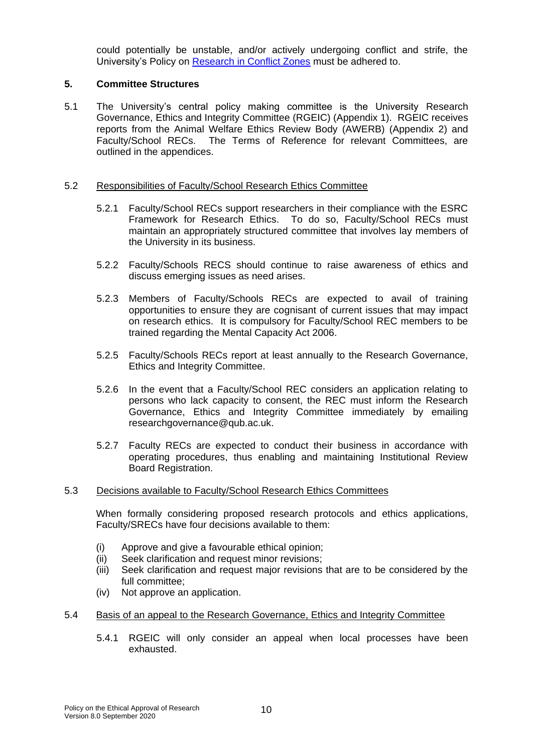could potentially be unstable, and/or actively undergoing conflict and strife, the University's Policy on [Research in Conflict Zones]() must be adhered to.

## 5. Committee Structures

5.1 The University's central policy making committee is the University Research Governance, Ethics and Integrity Committee (RGEIC) (Appendix 1). RGEIC receives reports from the Animal Welfare Ethics Review Body (AWERB) (Appendix 2) and Faculty/School RECs. The Terms of Reference for relevant Committees, are outlined in the appendices.

5.2 <u>Responsibilities of Faculty/School Research Ethics Committee</u>

5.2.1 Faculty/School RECs support researchers in their compliance with the ESRC Framework for Research Ethics. To do so, Faculty/School RECs must maintain an appropriately structured committee that involves lay members of the University in its business.

5.2.2 Faculty/Schools RECS should continue to raise awareness of ethics and discuss emerging issues as need arises.

5.2.3 Members of Faculty/Schools RECs are expected to avail of training opportunities to ensure they are cognisant of current issues that may impact on research ethics. It is compulsory for Faculty/School REC members to be trained regarding the Mental Capacity Act 2006.

5.2.5 Faculty/Schools RECs report at least annually to the Research Governance, Ethics and Integrity Committee.

5.2.6 In the event that a Faculty/School REC considers an application relating to persons who lack capacity to consent, the REC must inform the Research Governance, Ethics and Integrity Committee immediately by emailing researchgovernance@qub.ac.uk.

5.2.7 Faculty RECs are expected to conduct their business in accordance with operating procedures, thus enabling and maintaining Institutional Review Board Registration.

5.3 <u>Decisions available to Faculty/School Research Ethics Committees</u>

When formally considering proposed research protocols and ethics applications, Faculty/SRECs have four decisions available to them:

(i) Approve and give a favourable ethical opinion;
(ii) Seek clarification and request minor revisions;
(iii) Seek clarification and request major revisions that are to be considered by the full committee;
(iv) Not approve an application.

5.4 <u>Basis of an appeal to the Research Governance, Ethics and Integrity Committee</u>

5.4.1 RGEIC will only consider an appeal when local processes have been exhausted.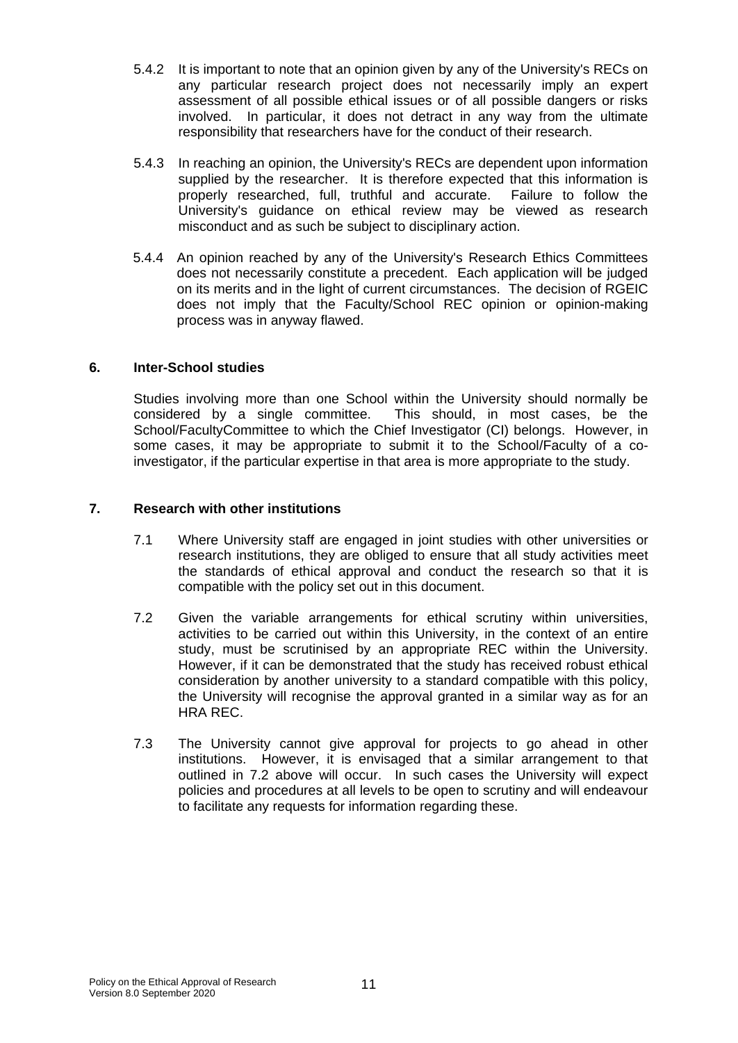5.4.2 It is important to note that an opinion given by any of the University's RECs on any particular research project does not necessarily imply an expert assessment of all possible ethical issues or of all possible dangers or risks involved. In particular, it does not detract in any way from the ultimate responsibility that researchers have for the conduct of their research.

5.4.3 In reaching an opinion, the University's RECs are dependent upon information supplied by the researcher. It is therefore expected that this information is properly researched, full, truthful and accurate. Failure to follow the University's guidance on ethical review may be viewed as research misconduct and as such be subject to disciplinary action.

5.4.4 An opinion reached by any of the University's Research Ethics Committees does not necessarily constitute a precedent. Each application will be judged on its merits and in the light of current circumstances. The decision of RGEIC does not imply that the Faculty/School REC opinion or opinion-making process was in anyway flawed.

## 6. Inter-School studies

Studies involving more than one School within the University should normally be considered by a single committee. This should, in most cases, be the School/FacultyCommittee to which the Chief Investigator (CI) belongs. However, in some cases, it may be appropriate to submit it to the School/Faculty of a co-investigator, if the particular expertise in that area is more appropriate to the study.

## 7. Research with other institutions

7.1 Where University staff are engaged in joint studies with other universities or research institutions, they are obliged to ensure that all study activities meet the standards of ethical approval and conduct the research so that it is compatible with the policy set out in this document.

7.2 Given the variable arrangements for ethical scrutiny within universities, activities to be carried out within this University, in the context of an entire study, must be scrutinised by an appropriate REC within the University. However, if it can be demonstrated that the study has received robust ethical consideration by another university to a standard compatible with this policy, the University will recognise the approval granted in a similar way as for an HRA REC.

7.3 The University cannot give approval for projects to go ahead in other institutions. However, it is envisaged that a similar arrangement to that outlined in 7.2 above will occur. In such cases the University will expect policies and procedures at all levels to be open to scrutiny and will endeavour to facilitate any requests for information regarding these.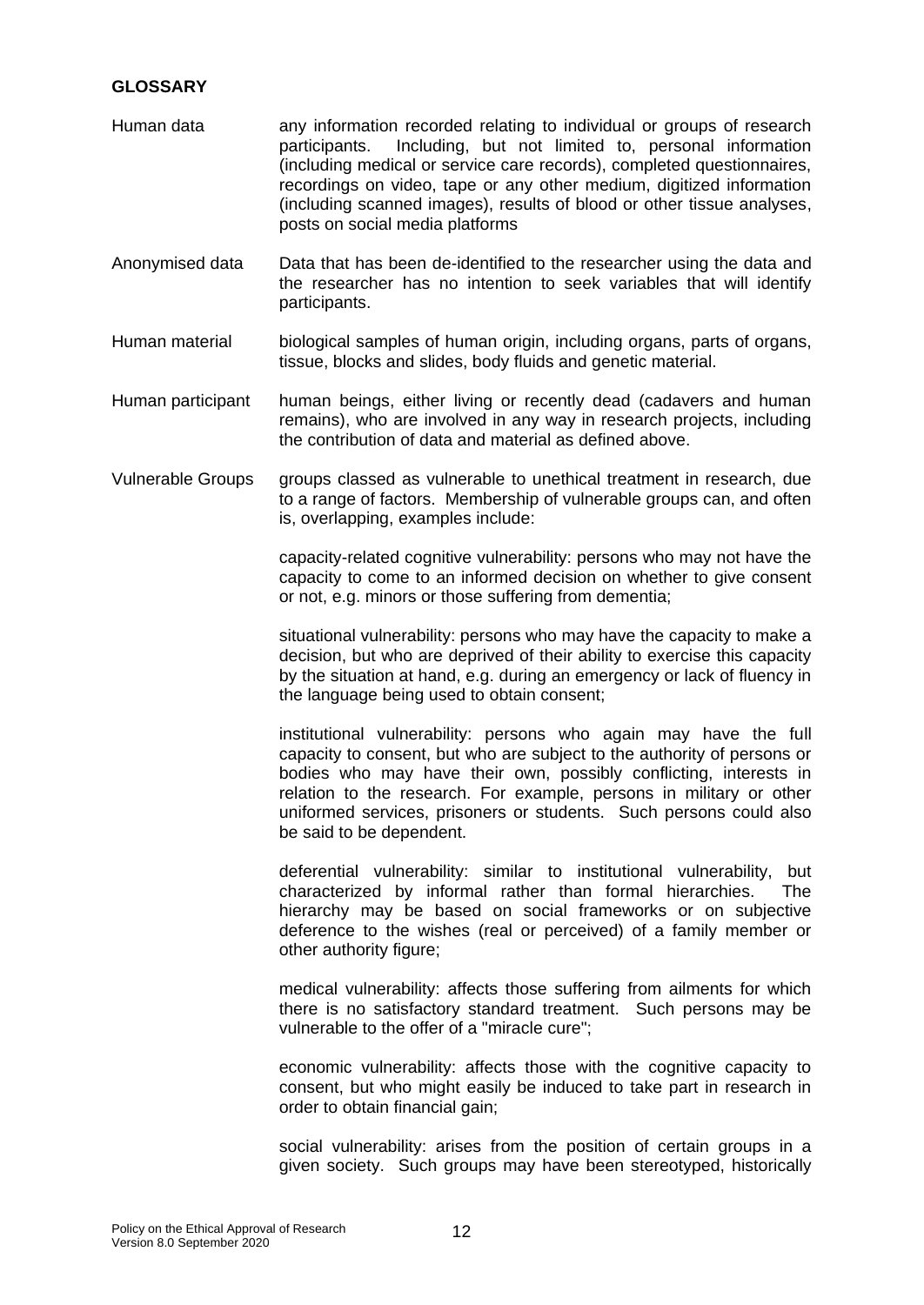## GLOSSARY

**Human data** any information recorded relating to individual or groups of research participants. Including, but not limited to, personal information (including medical or service care records), completed questionnaires, recordings on video, tape or any other medium, digitized information (including scanned images), results of blood or other tissue analyses, posts on social media platforms

**Anonymised data** Data that has been de-identified to the researcher using the data and the researcher has no intention to seek variables that will identify participants.

**Human material** biological samples of human origin, including organs, parts of organs, tissue, blocks and slides, body fluids and genetic material.

**Human participant** human beings, either living or recently dead (cadavers and human remains), who are involved in any way in research projects, including the contribution of data and material as defined above.

**Vulnerable Groups** groups classed as vulnerable to unethical treatment in research, due to a range of factors. Membership of vulnerable groups can, and often is, overlapping, examples include:

capacity-related cognitive vulnerability: persons who may not have the capacity to come to an informed decision on whether to give consent or not, e.g. minors or those suffering from dementia;

situational vulnerability: persons who may have the capacity to make a decision, but who are deprived of their ability to exercise this capacity by the situation at hand, e.g. during an emergency or lack of fluency in the language being used to obtain consent;

institutional vulnerability: persons who again may have the full capacity to consent, but who are subject to the authority of persons or bodies who may have their own, possibly conflicting, interests in relation to the research. For example, persons in military or other uniformed services, prisoners or students. Such persons could also be said to be dependent.

deferential vulnerability: similar to institutional vulnerability, but characterized by informal rather than formal hierarchies. The hierarchy may be based on social frameworks or on subjective deference to the wishes (real or perceived) of a family member or other authority figure;

medical vulnerability: affects those suffering from ailments for which there is no satisfactory standard treatment. Such persons may be vulnerable to the offer of a "miracle cure";

economic vulnerability: affects those with the cognitive capacity to consent, but who might easily be induced to take part in research in order to obtain financial gain;

social vulnerability: arises from the position of certain groups in a given society. Such groups may have been stereotyped, historically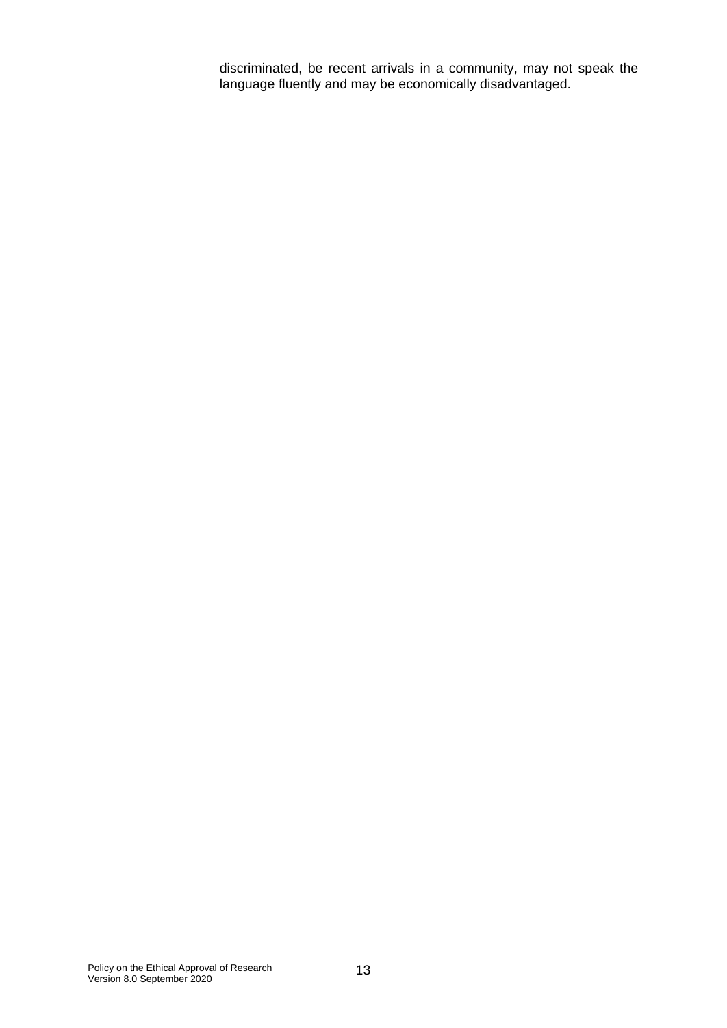discriminated, be recent arrivals in a community, may not speak the language fluently and may be economically disadvantaged.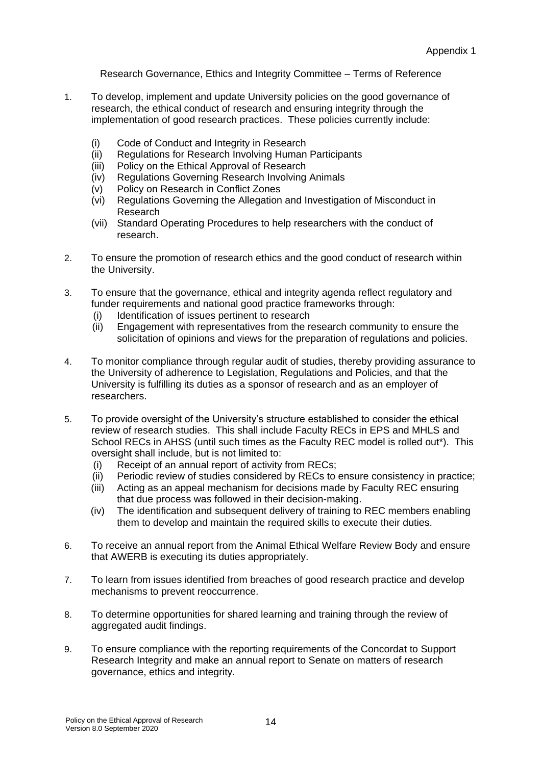Appendix 1

# Research Governance, Ethics and Integrity Committee – Terms of Reference

1. To develop, implement and update University policies on the good governance of research, the ethical conduct of research and ensuring integrity through the implementation of good research practices. These policies currently include:
   - (i) Code of Conduct and Integrity in Research
   - (ii) Regulations for Research Involving Human Participants
   - (iii) Policy on the Ethical Approval of Research
   - (iv) Regulations Governing Research Involving Animals
   - (v) Policy on Research in Conflict Zones
   - (vi) Regulations Governing the Allegation and Investigation of Misconduct in Research
   - (vii) Standard Operating Procedures to help researchers with the conduct of research.

2. To ensure the promotion of research ethics and the good conduct of research within the University.

3. To ensure that the governance, ethical and integrity agenda reflect regulatory and funder requirements and national good practice frameworks through:
   - (i) Identification of issues pertinent to research
   - (ii) Engagement with representatives from the research community to ensure the solicitation of opinions and views for the preparation of regulations and policies.

4. To monitor compliance through regular audit of studies, thereby providing assurance to the University of adherence to Legislation, Regulations and Policies, and that the University is fulfilling its duties as a sponsor of research and as an employer of researchers.

5. To provide oversight of the University's structure established to consider the ethical review of research studies. This shall include Faculty RECs in EPS and MHLS and School RECs in AHSS (until such times as the Faculty REC model is rolled out*). This oversight shall include, but is not limited to:
   - (i) Receipt of an annual report of activity from RECs;
   - (ii) Periodic review of studies considered by RECs to ensure consistency in practice;
   - (iii) Acting as an appeal mechanism for decisions made by Faculty REC ensuring that due process was followed in their decision-making.
   - (iv) The identification and subsequent delivery of training to REC members enabling them to develop and maintain the required skills to execute their duties.

6. To receive an annual report from the Animal Ethical Welfare Review Body and ensure that AWERB is executing its duties appropriately.

7. To learn from issues identified from breaches of good research practice and develop mechanisms to prevent reoccurrence.

8. To determine opportunities for shared learning and training through the review of aggregated audit findings.

9. To ensure compliance with the reporting requirements of the Concordat to Support Research Integrity and make an annual report to Senate on matters of research governance, ethics and integrity.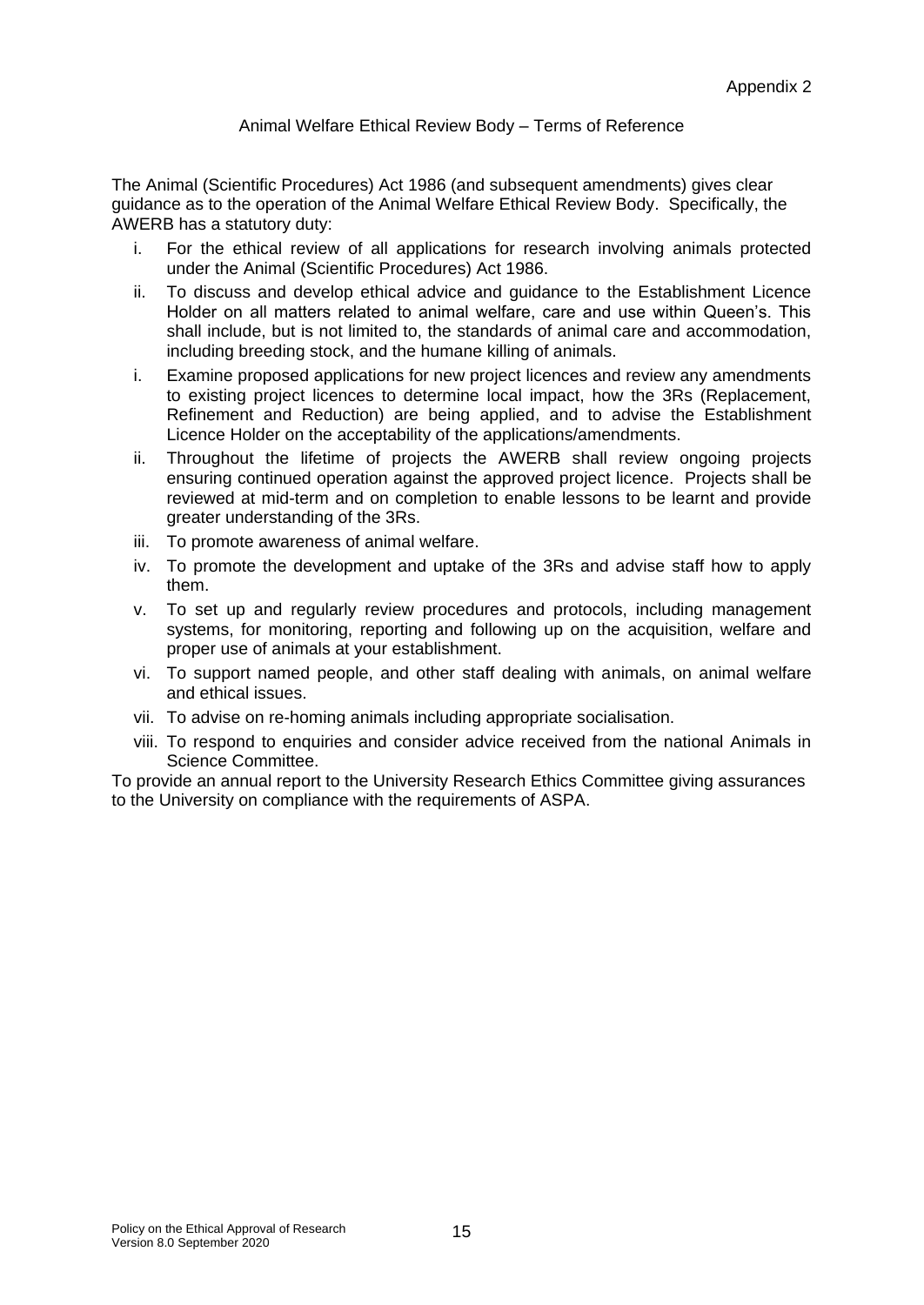Appendix 2

## Animal Welfare Ethical Review Body – Terms of Reference

The Animal (Scientific Procedures) Act 1986 (and subsequent amendments) gives clear guidance as to the operation of the Animal Welfare Ethical Review Body. Specifically, the AWERB has a statutory duty:

i. For the ethical review of all applications for research involving animals protected under the Animal (Scientific Procedures) Act 1986.
ii. To discuss and develop ethical advice and guidance to the Establishment Licence Holder on all matters related to animal welfare, care and use within Queen's. This shall include, but is not limited to, the standards of animal care and accommodation, including breeding stock, and the humane killing of animals.
i. Examine proposed applications for new project licences and review any amendments to existing project licences to determine local impact, how the 3Rs (Replacement, Refinement and Reduction) are being applied, and to advise the Establishment Licence Holder on the acceptability of the applications/amendments.
ii. Throughout the lifetime of projects the AWERB shall review ongoing projects ensuring continued operation against the approved project licence. Projects shall be reviewed at mid-term and on completion to enable lessons to be learnt and provide greater understanding of the 3Rs.
iii. To promote awareness of animal welfare.
iv. To promote the development and uptake of the 3Rs and advise staff how to apply them.
v. To set up and regularly review procedures and protocols, including management systems, for monitoring, reporting and following up on the acquisition, welfare and proper use of animals at your establishment.
vi. To support named people, and other staff dealing with animals, on animal welfare and ethical issues.
vii. To advise on re-homing animals including appropriate socialisation.
viii. To respond to enquiries and consider advice received from the national Animals in Science Committee.

To provide an annual report to the University Research Ethics Committee giving assurances to the University on compliance with the requirements of ASPA.